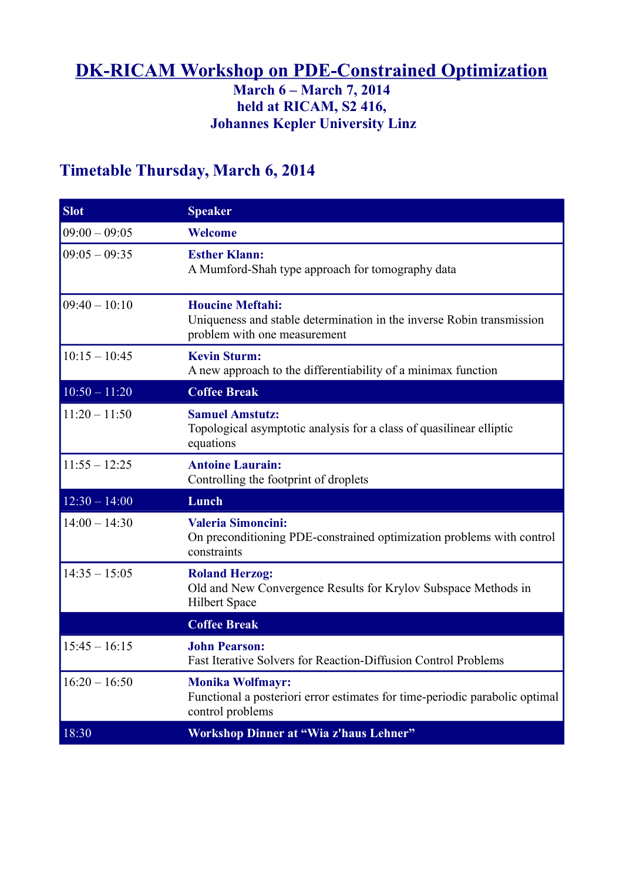# DK-RICAM Workshop on PDE-Constrained Optimization

**March 6 – March 7, 2014**
**held at RICAM, S2 416,**
**Johannes Kepler University Linz**

## Timetable Thursday, March 6, 2014

| Slot | Speaker |
|---|---|
| 09:00 – 09:05 | **Welcome** |
| 09:05 – 09:35 | **Esther Klann:** A Mumford-Shah type approach for tomography data |
| 09:40 – 10:10 | **Houcine Meftahi:** Uniqueness and stable determination in the inverse Robin transmission problem with one measurement |
| 10:15 – 10:45 | **Kevin Sturm:** A new approach to the differentiability of a minimax function |
| 10:50 – 11:20 | **Coffee Break** |
| 11:20 – 11:50 | **Samuel Amstutz:** Topological asymptotic analysis for a class of quasilinear elliptic equations |
| 11:55 – 12:25 | **Antoine Laurain:** Controlling the footprint of droplets |
| 12:30 – 14:00 | **Lunch** |
| 14:00 – 14:30 | **Valeria Simoncini:** On preconditioning PDE-constrained optimization problems with control constraints |
| 14:35 – 15:05 | **Roland Herzog:** Old and New Convergence Results for Krylov Subspace Methods in Hilbert Space |
| | **Coffee Break** |
| 15:45 – 16:15 | **John Pearson:** Fast Iterative Solvers for Reaction-Diffusion Control Problems |
| 16:20 – 16:50 | **Monika Wolfmayr:** Functional a posteriori error estimates for time-periodic parabolic optimal control problems |
| 18:30 | **Workshop Dinner at "Wia z'haus Lehner"** |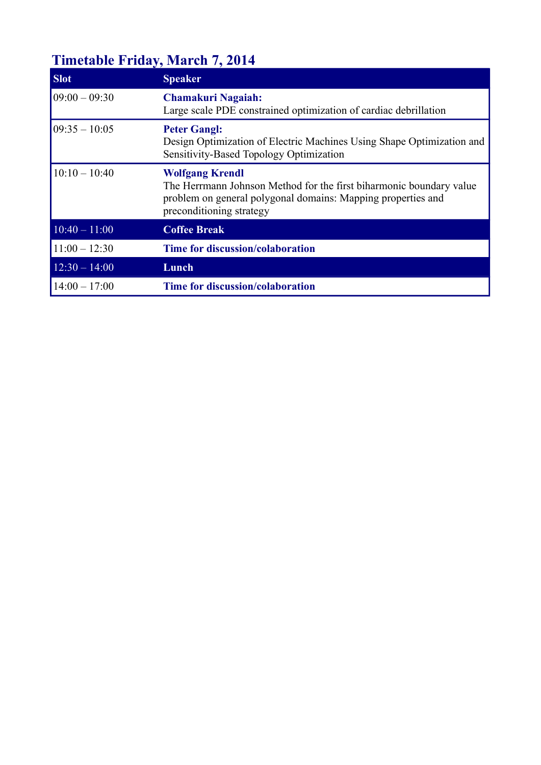## Timetable Friday, March 7, 2014

| Slot | Speaker |
| --- | --- |
| 09:00 – 09:30 | **Chamakuri Nagaiah:** Large scale PDE constrained optimization of cardiac debrillation |
| 09:35 – 10:05 | **Peter Gangl:** Design Optimization of Electric Machines Using Shape Optimization and Sensitivity-Based Topology Optimization |
| 10:10 – 10:40 | **Wolfgang Krendl** The Herrmann Johnson Method for the first biharmonic boundary value problem on general polygonal domains: Mapping properties and preconditioning strategy |
| 10:40 – 11:00 | **Coffee Break** |
| 11:00 – 12:30 | **Time for discussion/colaboration** |
| 12:30 – 14:00 | **Lunch** |
| 14:00 – 17:00 | **Time for discussion/colaboration** |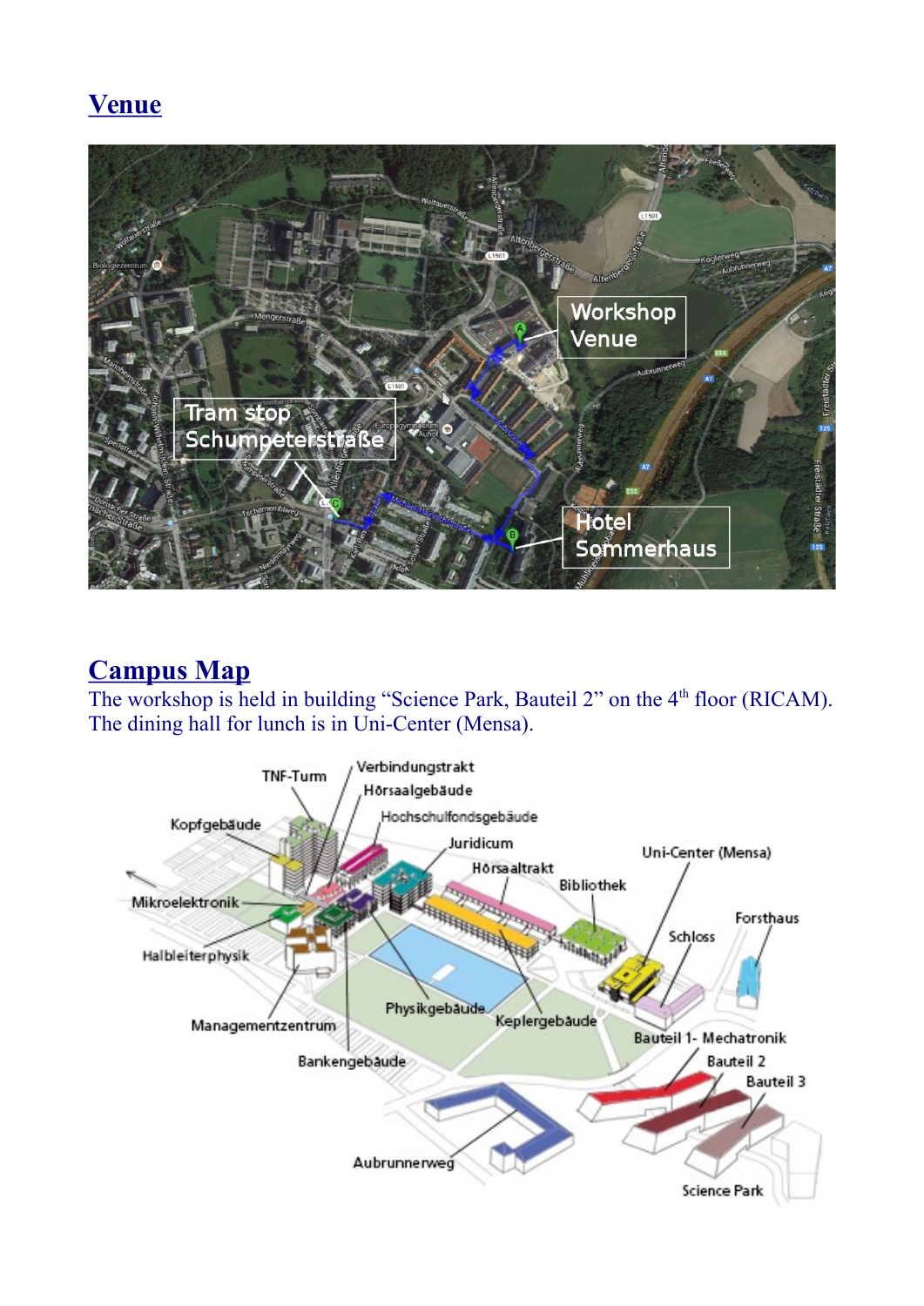## Venue

## Campus Map

The workshop is held in building “Science Park, Bauteil 2” on the 4th floor (RICAM). The dining hall for lunch is in Uni-Center (Mensa).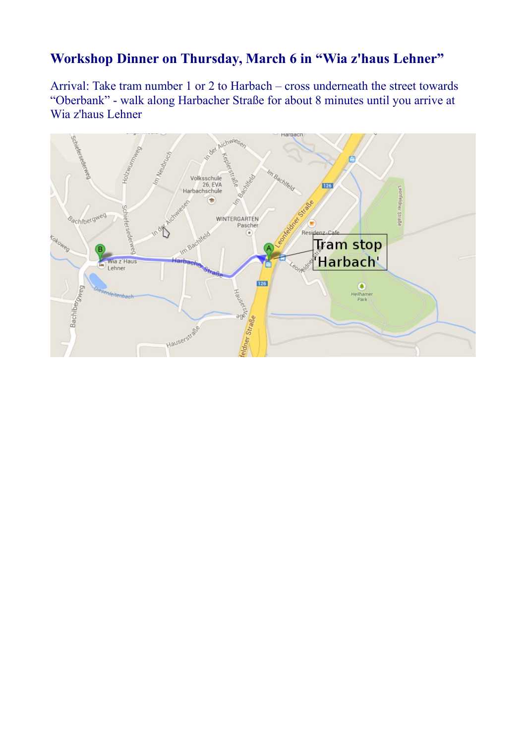## Workshop Dinner on Thursday, March 6 in "Wia z'haus Lehner"

Arrival: Take tram number 1 or 2 to Harbach – cross underneath the street towards "Oberbank" - walk along Harbacher Straße for about 8 minutes until you arrive at Wia z'haus Lehner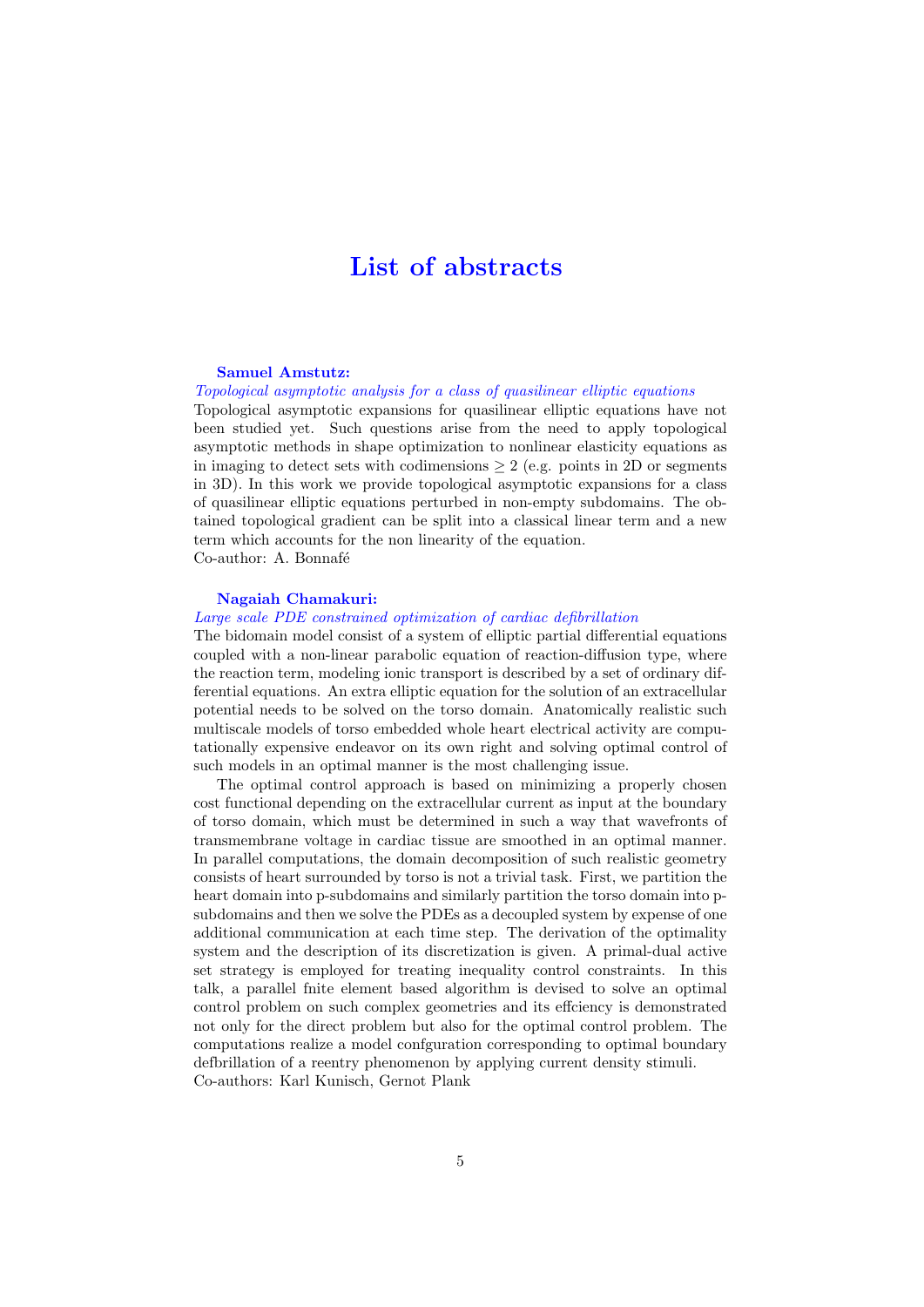# List of abstracts

**Samuel Amstutz:**

*Topological asymptotic analysis for a class of quasilinear elliptic equations*

Topological asymptotic expansions for quasilinear elliptic equations have not been studied yet. Such questions arise from the need to apply topological asymptotic methods in shape optimization to nonlinear elasticity equations as in imaging to detect sets with codimensions $\geq 2$ (e.g. points in 2D or segments in 3D). In this work we provide topological asymptotic expansions for a class of quasilinear elliptic equations perturbed in non-empty subdomains. The obtained topological gradient can be split into a classical linear term and a new term which accounts for the non linearity of the equation.
Co-author: A. Bonnafé

**Nagaiah Chamakuri:**

*Large scale PDE constrained optimization of cardiac defibrillation*

The bidomain model consist of a system of elliptic partial differential equations coupled with a non-linear parabolic equation of reaction-diffusion type, where the reaction term, modeling ionic transport is described by a set of ordinary differential equations. An extra elliptic equation for the solution of an extracellular potential needs to be solved on the torso domain. Anatomically realistic such multiscale models of torso embedded whole heart electrical activity are computationally expensive endeavor on its own right and solving optimal control of such models in an optimal manner is the most challenging issue.

The optimal control approach is based on minimizing a properly chosen cost functional depending on the extracellular current as input at the boundary of torso domain, which must be determined in such a way that wavefronts of transmembrane voltage in cardiac tissue are smoothed in an optimal manner. In parallel computations, the domain decomposition of such realistic geometry consists of heart surrounded by torso is not a trivial task. First, we partition the heart domain into p-subdomains and similarly partition the torso domain into p-subdomains and then we solve the PDEs as a decoupled system by expense of one additional communication at each time step. The derivation of the optimality system and the description of its discretization is given. A primal-dual active set strategy is employed for treating inequality control constraints. In this talk, a parallel fnite element based algorithm is devised to solve an optimal control problem on such complex geometries and its effciency is demonstrated not only for the direct problem but also for the optimal control problem. The computations realize a model confguration corresponding to optimal boundary defbrillation of a reentry phenomenon by applying current density stimuli.
Co-authors: Karl Kunisch, Gernot Plank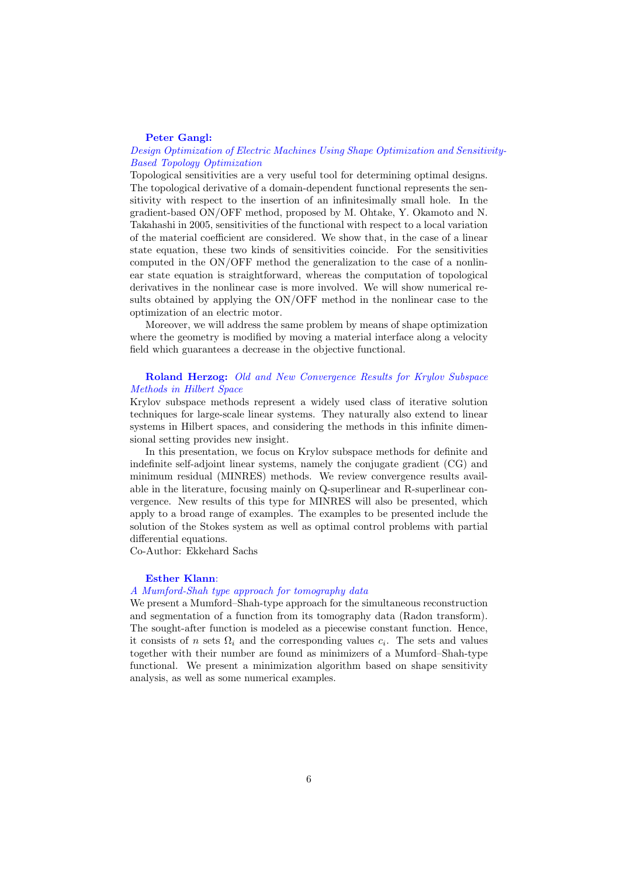**Peter Gangl:**
*Design Optimization of Electric Machines Using Shape Optimization and Sensitivity-Based Topology Optimization*
Topological sensitivities are a very useful tool for determining optimal designs. The topological derivative of a domain-dependent functional represents the sensitivity with respect to the insertion of an infinitesimally small hole. In the gradient-based ON/OFF method, proposed by M. Ohtake, Y. Okamoto and N. Takahashi in 2005, sensitivities of the functional with respect to a local variation of the material coefficient are considered. We show that, in the case of a linear state equation, these two kinds of sensitivities coincide. For the sensitivities computed in the ON/OFF method the generalization to the case of a nonlinear state equation is straightforward, whereas the computation of topological derivatives in the nonlinear case is more involved. We will show numerical results obtained by applying the ON/OFF method in the nonlinear case to the optimization of an electric motor.

Moreover, we will address the same problem by means of shape optimization where the geometry is modified by moving a material interface along a velocity field which guarantees a decrease in the objective functional.

**Roland Herzog:** *Old and New Convergence Results for Krylov Subspace Methods in Hilbert Space*
Krylov subspace methods represent a widely used class of iterative solution techniques for large-scale linear systems. They naturally also extend to linear systems in Hilbert spaces, and considering the methods in this infinite dimensional setting provides new insight.

In this presentation, we focus on Krylov subspace methods for definite and indefinite self-adjoint linear systems, namely the conjugate gradient (CG) and minimum residual (MINRES) methods. We review convergence results available in the literature, focusing mainly on Q-superlinear and R-superlinear convergence. New results of this type for MINRES will also be presented, which apply to a broad range of examples. The examples to be presented include the solution of the Stokes system as well as optimal control problems with partial differential equations.
Co-Author: Ekkehard Sachs

**Esther Klann**:
*A Mumford-Shah type approach for tomography data*
We present a Mumford–Shah-type approach for the simultaneous reconstruction and segmentation of a function from its tomography data (Radon transform). The sought-after function is modeled as a piecewise constant function. Hence, it consists of $n$ sets $\Omega_i$ and the corresponding values $c_i$. The sets and values together with their number are found as minimizers of a Mumford–Shah-type functional. We present a minimization algorithm based on shape sensitivity analysis, as well as some numerical examples.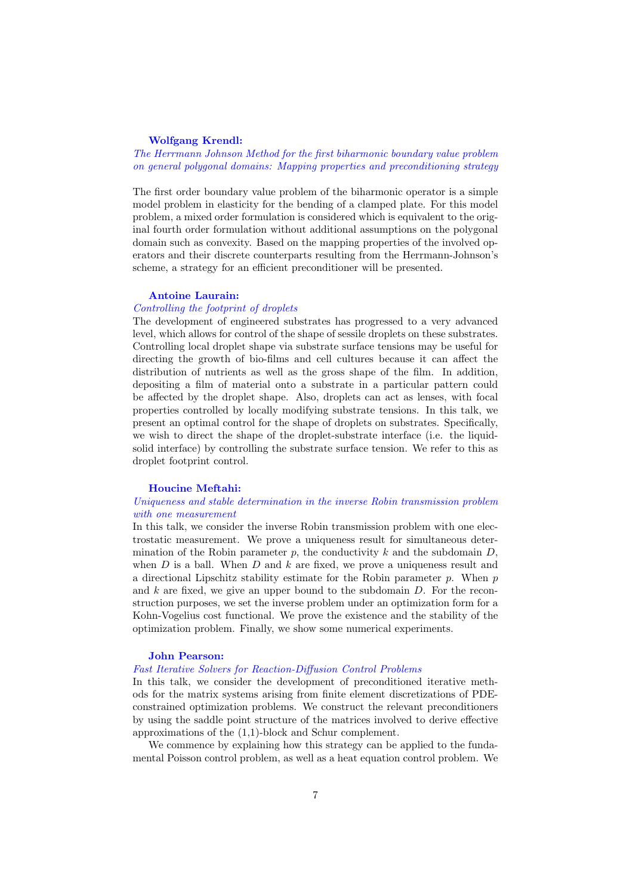**Wolfgang Krendl:**

*The Herrmann Johnson Method for the first biharmonic boundary value problem on general polygonal domains: Mapping properties and preconditioning strategy*

The first order boundary value problem of the biharmonic operator is a simple model problem in elasticity for the bending of a clamped plate. For this model problem, a mixed order formulation is considered which is equivalent to the original fourth order formulation without additional assumptions on the polygonal domain such as convexity. Based on the mapping properties of the involved operators and their discrete counterparts resulting from the Herrmann-Johnson's scheme, a strategy for an efficient preconditioner will be presented.

**Antoine Laurain:**

*Controlling the footprint of droplets*

The development of engineered substrates has progressed to a very advanced level, which allows for control of the shape of sessile droplets on these substrates. Controlling local droplet shape via substrate surface tensions may be useful for directing the growth of bio-films and cell cultures because it can affect the distribution of nutrients as well as the gross shape of the film. In addition, depositing a film of material onto a substrate in a particular pattern could be affected by the droplet shape. Also, droplets can act as lenses, with focal properties controlled by locally modifying substrate tensions. In this talk, we present an optimal control for the shape of droplets on substrates. Specifically, we wish to direct the shape of the droplet-substrate interface (i.e. the liquid-solid interface) by controlling the substrate surface tension. We refer to this as droplet footprint control.

**Houcine Meftahi:**

*Uniqueness and stable determination in the inverse Robin transmission problem with one measurement*

In this talk, we consider the inverse Robin transmission problem with one electrostatic measurement. We prove a uniqueness result for simultaneous determination of the Robin parameter $p$, the conductivity $k$ and the subdomain $D$, when $D$ is a ball. When $D$ and $k$ are fixed, we prove a uniqueness result and a directional Lipschitz stability estimate for the Robin parameter $p$. When $p$ and $k$ are fixed, we give an upper bound to the subdomain $D$. For the reconstruction purposes, we set the inverse problem under an optimization form for a Kohn-Vogelius cost functional. We prove the existence and the stability of the optimization problem. Finally, we show some numerical experiments.

**John Pearson:**

*Fast Iterative Solvers for Reaction-Diffusion Control Problems*

In this talk, we consider the development of preconditioned iterative methods for the matrix systems arising from finite element discretizations of PDE-constrained optimization problems. We construct the relevant preconditioners by using the saddle point structure of the matrices involved to derive effective approximations of the (1,1)-block and Schur complement.

We commence by explaining how this strategy can be applied to the fundamental Poisson control problem, as well as a heat equation control problem. We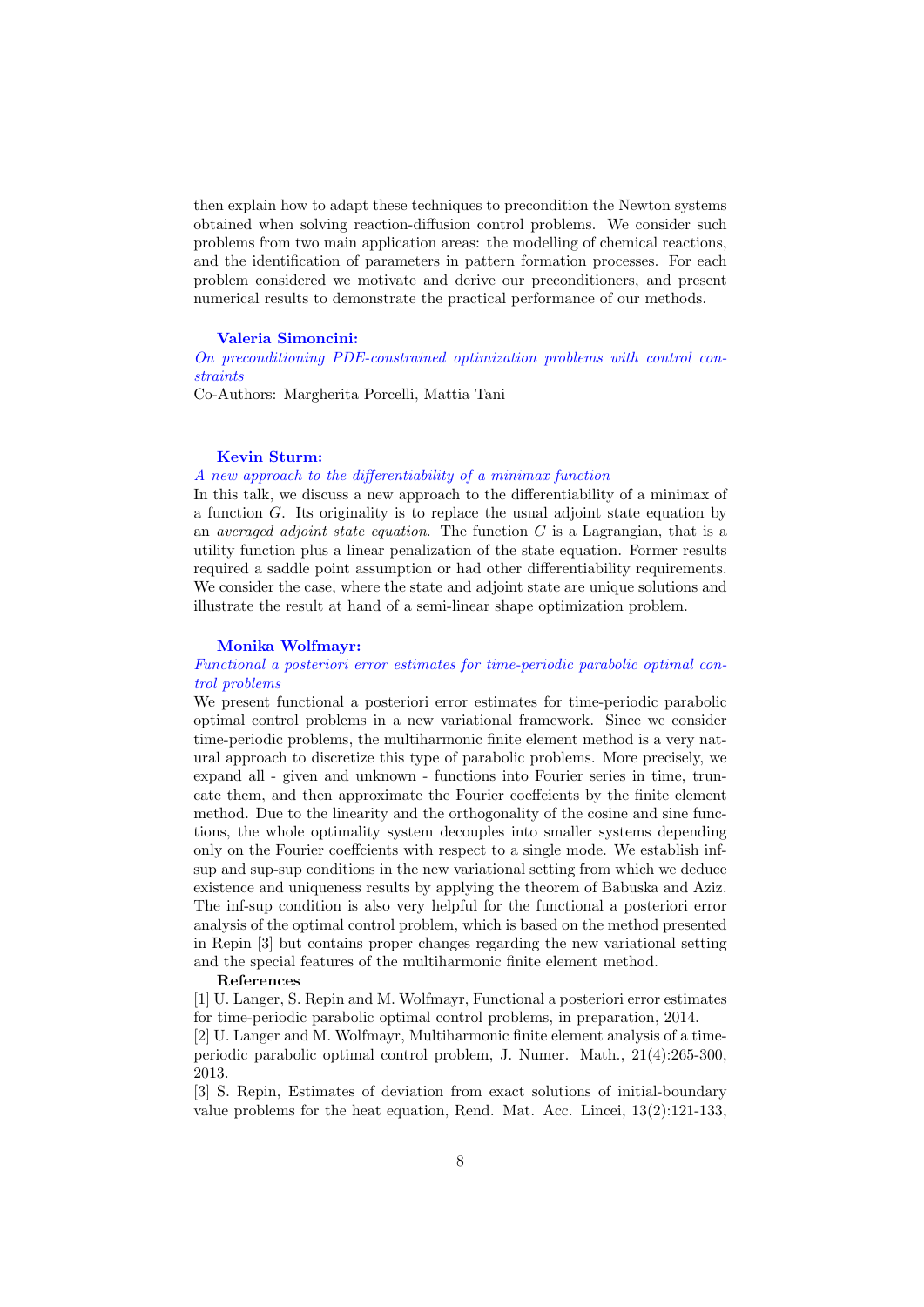then explain how to adapt these techniques to precondition the Newton systems obtained when solving reaction-diffusion control problems. We consider such problems from two main application areas: the modelling of chemical reactions, and the identification of parameters in pattern formation processes. For each problem considered we motivate and derive our preconditioners, and present numerical results to demonstrate the practical performance of our methods.

### Valeria Simoncini:

*On preconditioning PDE-constrained optimization problems with control constraints*

Co-Authors: Margherita Porcelli, Mattia Tani

### Kevin Sturm:

*A new approach to the differentiability of a minimax function*

In this talk, we discuss a new approach to the differentiability of a minimax of a function $G$. Its originality is to replace the usual adjoint state equation by an *averaged adjoint state equation*. The function $G$ is a Lagrangian, that is a utility function plus a linear penalization of the state equation. Former results required a saddle point assumption or had other differentiability requirements. We consider the case, where the state and adjoint state are unique solutions and illustrate the result at hand of a semi-linear shape optimization problem.

### Monika Wolfmayr:

*Functional a posteriori error estimates for time-periodic parabolic optimal control problems*

We present functional a posteriori error estimates for time-periodic parabolic optimal control problems in a new variational framework. Since we consider time-periodic problems, the multiharmonic finite element method is a very natural approach to discretize this type of parabolic problems. More precisely, we expand all - given and unknown - functions into Fourier series in time, truncate them, and then approximate the Fourier coeffcients by the finite element method. Due to the linearity and the orthogonality of the cosine and sine functions, the whole optimality system decouples into smaller systems depending only on the Fourier coeffcients with respect to a single mode. We establish inf-sup and sup-sup conditions in the new variational setting from which we deduce existence and uniqueness results by applying the theorem of Babuska and Aziz. The inf-sup condition is also very helpful for the functional a posteriori error analysis of the optimal control problem, which is based on the method presented in Repin [3] but contains proper changes regarding the new variational setting and the special features of the multiharmonic finite element method.

**References**

[1] U. Langer, S. Repin and M. Wolfmayr, Functional a posteriori error estimates for time-periodic parabolic optimal control problems, in preparation, 2014.

[2] U. Langer and M. Wolfmayr, Multiharmonic finite element analysis of a time-periodic parabolic optimal control problem, J. Numer. Math., 21(4):265-300, 2013.

[3] S. Repin, Estimates of deviation from exact solutions of initial-boundary value problems for the heat equation, Rend. Mat. Acc. Lincei, 13(2):121-133,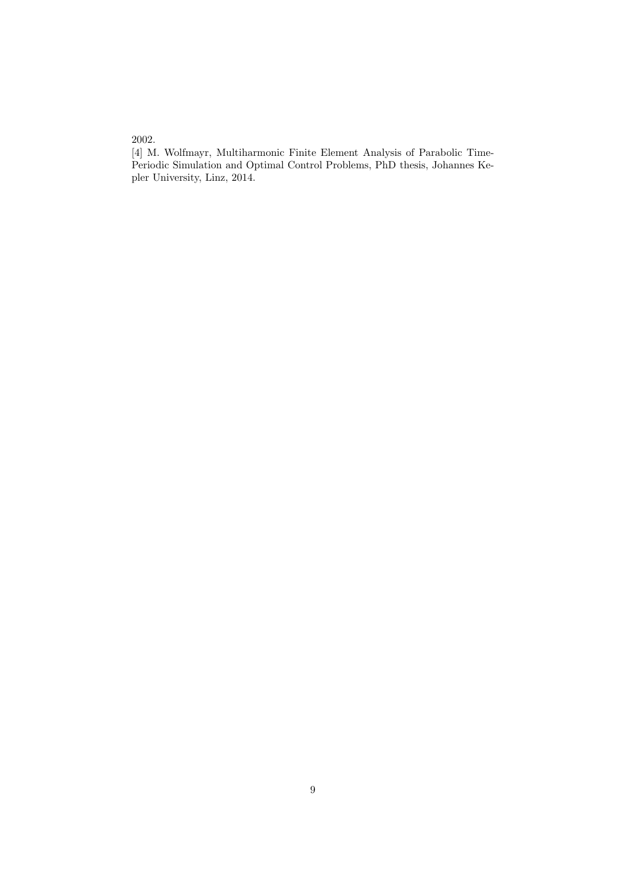2002.

[4] M. Wolfmayr, Multiharmonic Finite Element Analysis of Parabolic Time-Periodic Simulation and Optimal Control Problems, PhD thesis, Johannes Kepler University, Linz, 2014.